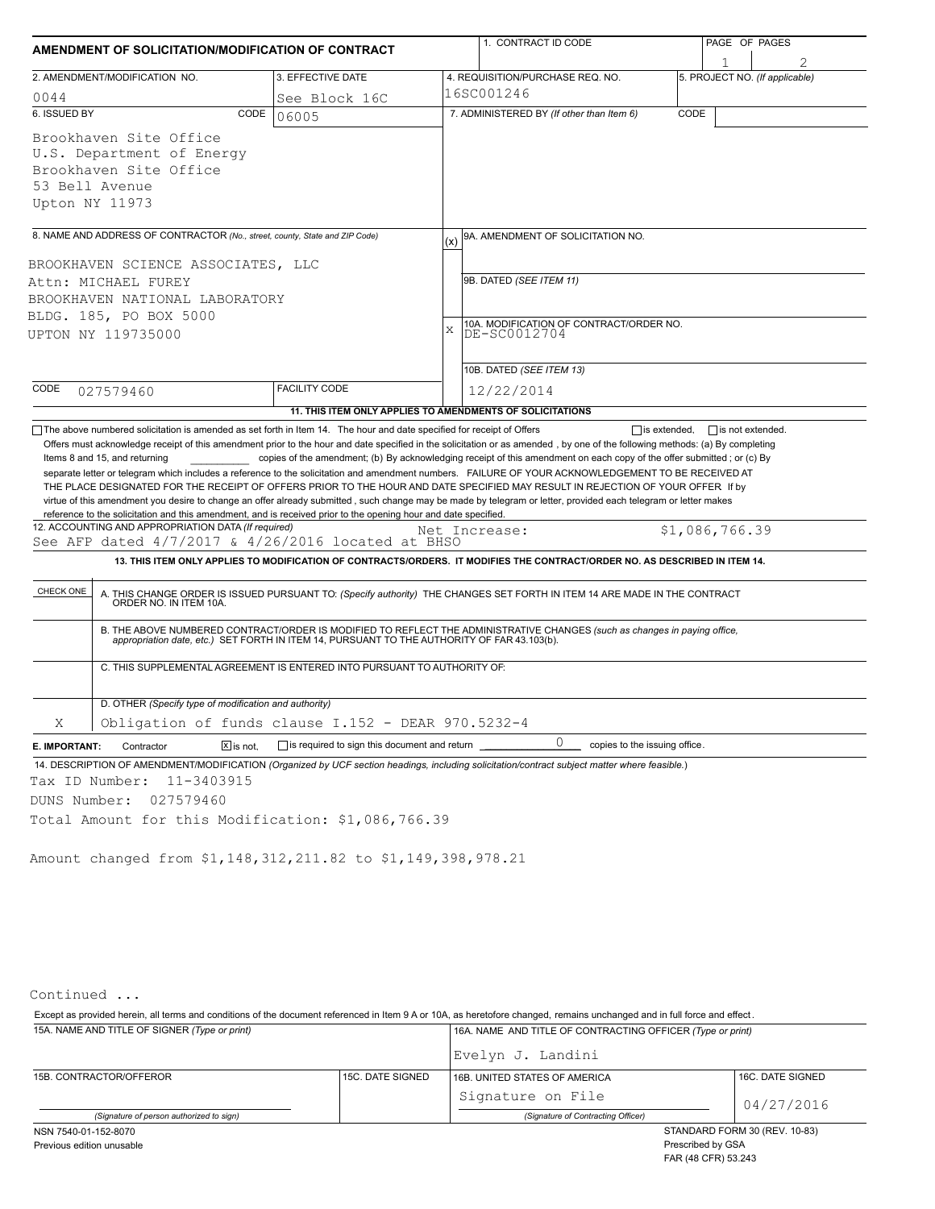# AMENDMENT OF SOLICITATION/MODIFICATION OF CONTRACT

| Field | Value |
|---|---|
| 1. CONTRACT ID CODE | |
| PAGE OF PAGES | 1 of 2 |
| 2. AMENDMENT/MODIFICATION NO. | 0044 |
| 3. EFFECTIVE DATE | See Block 16C |
| 4. REQUISITION/PURCHASE REQ. NO. | 16SC001246 |
| 5. PROJECT NO. (If applicable) | |
| 6. ISSUED BY | CODE 06005 |
| 7. ADMINISTERED BY (If other than Item 6) | CODE |

**6. ISSUED BY:**
Brookhaven Site Office
U.S. Department of Energy
Brookhaven Site Office
53 Bell Avenue
Upton NY 11973

**8. NAME AND ADDRESS OF CONTRACTOR** (No., street, county, State and ZIP Code)
BROOKHAVEN SCIENCE ASSOCIATES, LLC
Attn: MICHAEL FUREY
BROOKHAVEN NATIONAL LABORATORY
BLDG. 185, PO BOX 5000
UPTON NY 119735000

CODE 027579460 | FACILITY CODE

(x) 9A. AMENDMENT OF SOLICITATION NO.

9B. DATED (SEE ITEM 11)

X 10A. MODIFICATION OF CONTRACT/ORDER NO. DE-SC0012704

10B. DATED (SEE ITEM 13) 12/22/2014

**11. THIS ITEM ONLY APPLIES TO AMENDMENTS OF SOLICITATIONS**

☐ The above numbered solicitation is amended as set forth in Item 14. The hour and date specified for receipt of Offers ☐ is extended, ☐ is not extended.
Offers must acknowledge receipt of this amendment prior to the hour and date specified in the solicitation or as amended , by one of the following methods: (a) By completing Items 8 and 15, and returning \_\_\_\_\_\_\_\_\_\_ copies of the amendment; (b) By acknowledging receipt of this amendment on each copy of the offer submitted ; or (c) By separate letter or telegram which includes a reference to the solicitation and amendment numbers. FAILURE OF YOUR ACKNOWLEDGEMENT TO BE RECEIVED AT THE PLACE DESIGNATED FOR THE RECEIPT OF OFFERS PRIOR TO THE HOUR AND DATE SPECIFIED MAY RESULT IN REJECTION OF YOUR OFFER If by virtue of this amendment you desire to change an offer already submitted , such change may be made by telegram or letter, provided each telegram or letter makes reference to the solicitation and this amendment, and is received prior to the opening hour and date specified.

**12. ACCOUNTING AND APPROPRIATION DATA** (If required)
See AFP dated 4/7/2017 & 4/26/2016 located at BHSO — Net Increase: $1,086,766.39

**13. THIS ITEM ONLY APPLIES TO MODIFICATION OF CONTRACTS/ORDERS. IT MODIFIES THE CONTRACT/ORDER NO. AS DESCRIBED IN ITEM 14.**

| CHECK ONE | |
|---|---|
| | A. THIS CHANGE ORDER IS ISSUED PURSUANT TO: (Specify authority) THE CHANGES SET FORTH IN ITEM 14 ARE MADE IN THE CONTRACT ORDER NO. IN ITEM 10A. |
| | B. THE ABOVE NUMBERED CONTRACT/ORDER IS MODIFIED TO REFLECT THE ADMINISTRATIVE CHANGES (such as changes in paying office, appropriation date, etc.) SET FORTH IN ITEM 14, PURSUANT TO THE AUTHORITY OF FAR 43.103(b). |
| | C. THIS SUPPLEMENTAL AGREEMENT IS ENTERED INTO PURSUANT TO AUTHORITY OF: |
| X | D. OTHER (Specify type of modification and authority) Obligation of funds clause I.152 - DEAR 970.5232-4 |

**E. IMPORTANT:** Contractor ☒ is not, ☐ is required to sign this document and return 0 copies to the issuing office.

**14. DESCRIPTION OF AMENDMENT/MODIFICATION** (Organized by UCF section headings, including solicitation/contract subject matter where feasible.)

Tax ID Number: 11-3403915
DUNS Number: 027579460
Total Amount for this Modification: $1,086,766.39

Amount changed from $1,148,312,211.82 to $1,149,398,978.21

Continued ...

Except as provided herein, all terms and conditions of the document referenced in Item 9 A or 10A, as heretofore changed, remains unchanged and in full force and effect.

| 15A. NAME AND TITLE OF SIGNER (Type or print) | | 16A. NAME AND TITLE OF CONTRACTING OFFICER (Type or print) | |
|---|---|---|---|
| | | Evelyn J. Landini | |
| 15B. CONTRACTOR/OFFEROR | 15C. DATE SIGNED | 16B. UNITED STATES OF AMERICA | 16C. DATE SIGNED |
| (Signature of person authorized to sign) | | Signature on File (Signature of Contracting Officer) | 04/27/2016 |

NSN 7540-01-152-8070
Previous edition unusable

STANDARD FORM 30 (REV. 10-83)
Prescribed by GSA
FAR (48 CFR) 53.243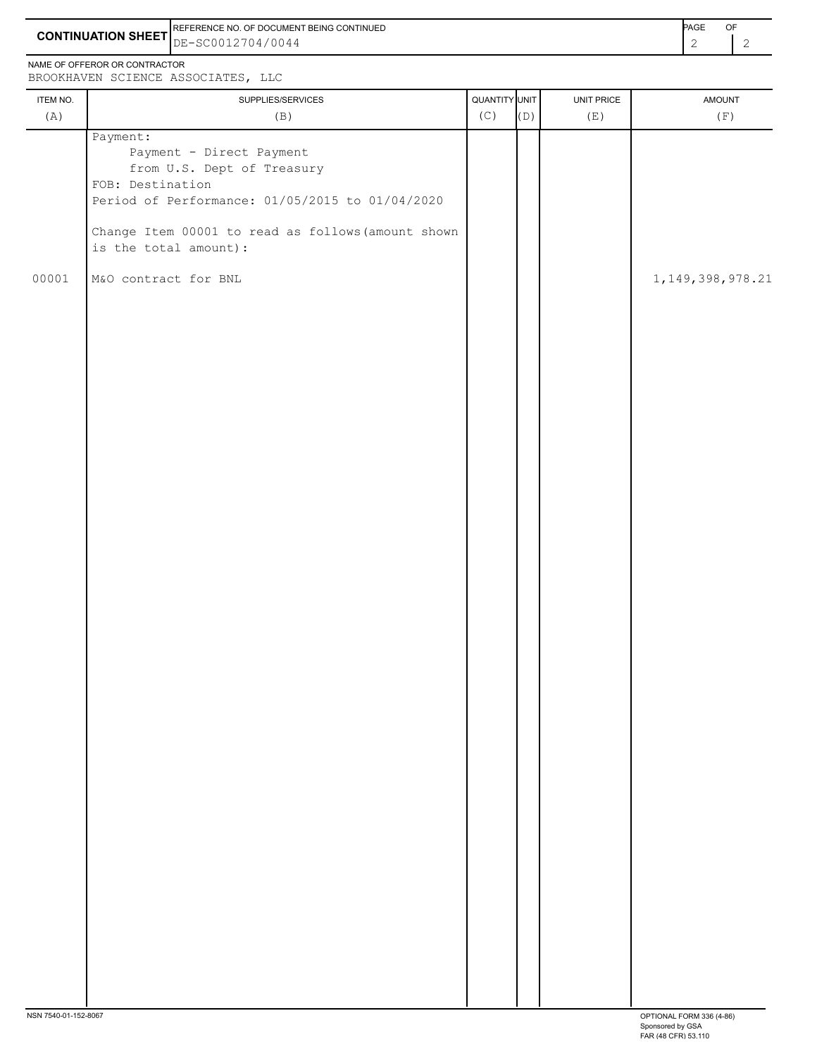**CONTINUATION SHEET**

REFERENCE NO. OF DOCUMENT BEING CONTINUED: DE-SC0012704/0044

NAME OF OFFEROR OR CONTRACTOR: BROOKHAVEN SCIENCE ASSOCIATES, LLC

| ITEM NO. (A) | SUPPLIES/SERVICES (B) | QUANTITY (C) | UNIT (D) | UNIT PRICE (E) | AMOUNT (F) |
|---|---|---|---|---|---|
| | Payment: Payment - Direct Payment from U.S. Dept of Treasury | | | | |
| | FOB: Destination | | | | |
| | Period of Performance: 01/05/2015 to 01/04/2020 | | | | |
| | Change Item 00001 to read as follows(amount shown is the total amount): | | | | |
| 00001 | M&O contract for BNL | | | | 1,149,398,978.21 |

NSN 7540-01-152-8067

OPTIONAL FORM 336 (4-86) Sponsored by GSA FAR (48 CFR) 53.110